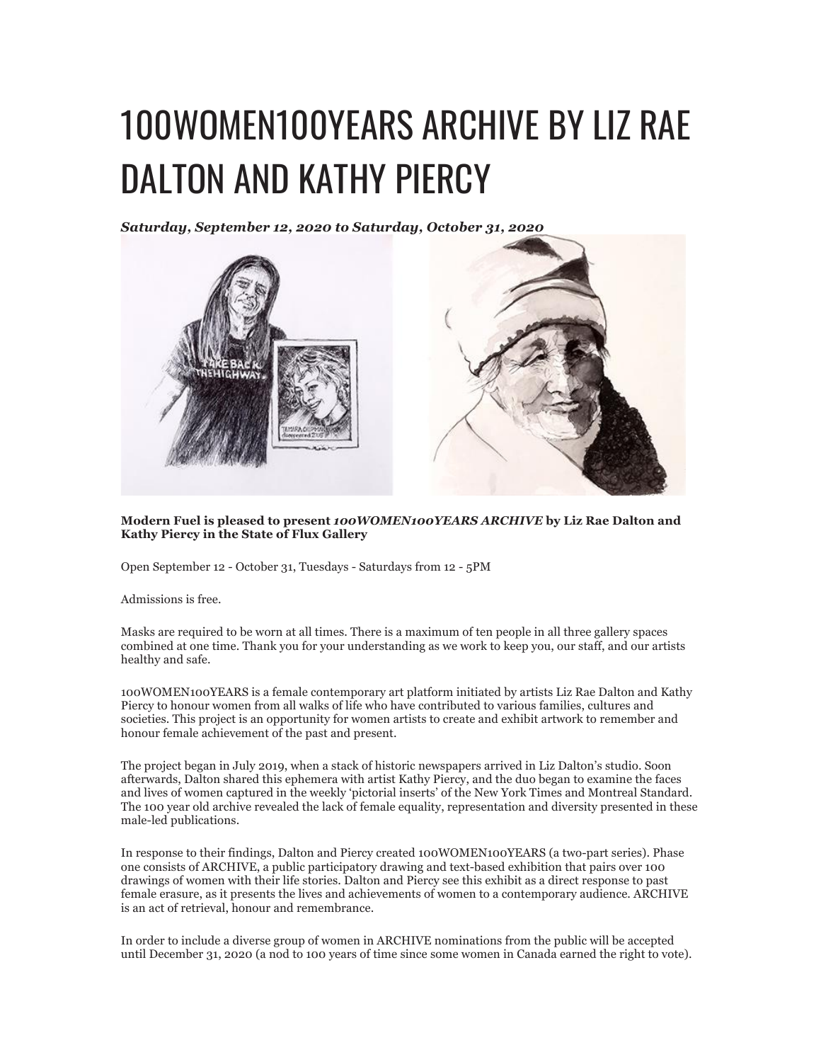# 100WOMEN100YEARS ARCHIVE BY LIZ RAE DALTON AND KATHY PIERCY

***Saturday, September 12, 2020 to Saturday, October 31, 2020***

**Modern Fuel is pleased to present *100WOMEN100YEARS ARCHIVE* by Liz Rae Dalton and Kathy Piercy in the State of Flux Gallery**

Open September 12 - October 31, Tuesdays - Saturdays from 12 - 5PM

Admissions is free.

Masks are required to be worn at all times. There is a maximum of ten people in all three gallery spaces combined at one time. Thank you for your understanding as we work to keep you, our staff, and our artists healthy and safe.

100WOMEN100YEARS is a female contemporary art platform initiated by artists Liz Rae Dalton and Kathy Piercy to honour women from all walks of life who have contributed to various families, cultures and societies. This project is an opportunity for women artists to create and exhibit artwork to remember and honour female achievement of the past and present.

The project began in July 2019, when a stack of historic newspapers arrived in Liz Dalton's studio. Soon afterwards, Dalton shared this ephemera with artist Kathy Piercy, and the duo began to examine the faces and lives of women captured in the weekly 'pictorial inserts' of the New York Times and Montreal Standard. The 100 year old archive revealed the lack of female equality, representation and diversity presented in these male-led publications.

In response to their findings, Dalton and Piercy created 100WOMEN100YEARS (a two-part series). Phase one consists of ARCHIVE, a public participatory drawing and text-based exhibition that pairs over 100 drawings of women with their life stories. Dalton and Piercy see this exhibit as a direct response to past female erasure, as it presents the lives and achievements of women to a contemporary audience. ARCHIVE is an act of retrieval, honour and remembrance.

In order to include a diverse group of women in ARCHIVE nominations from the public will be accepted until December 31, 2020 (a nod to 100 years of time since some women in Canada earned the right to vote).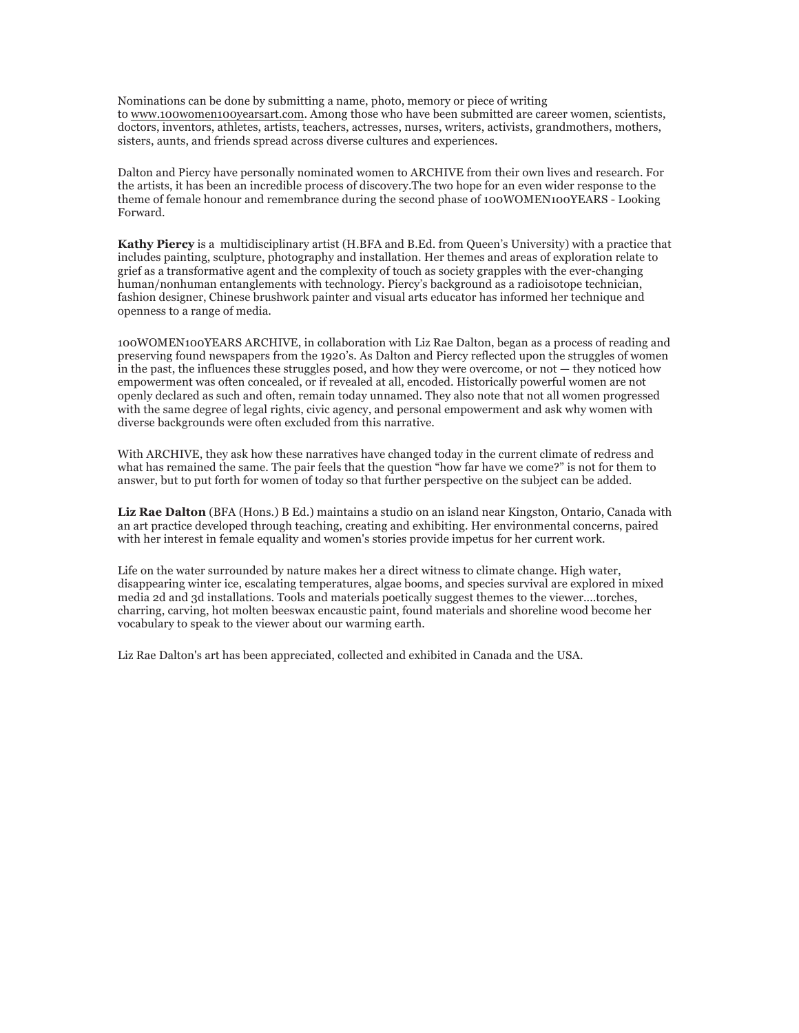Nominations can be done by submitting a name, photo, memory or piece of writing to www.100women100yearsart.com. Among those who have been submitted are career women, scientists, doctors, inventors, athletes, artists, teachers, actresses, nurses, writers, activists, grandmothers, mothers, sisters, aunts, and friends spread across diverse cultures and experiences.

Dalton and Piercy have personally nominated women to ARCHIVE from their own lives and research. For the artists, it has been an incredible process of discovery.The two hope for an even wider response to the theme of female honour and remembrance during the second phase of 100WOMEN100YEARS - Looking Forward.

**Kathy Piercy** is a multidisciplinary artist (H.BFA and B.Ed. from Queen's University) with a practice that includes painting, sculpture, photography and installation. Her themes and areas of exploration relate to grief as a transformative agent and the complexity of touch as society grapples with the ever-changing human/nonhuman entanglements with technology. Piercy's background as a radioisotope technician, fashion designer, Chinese brushwork painter and visual arts educator has informed her technique and openness to a range of media.

100WOMEN100YEARS ARCHIVE, in collaboration with Liz Rae Dalton, began as a process of reading and preserving found newspapers from the 1920's. As Dalton and Piercy reflected upon the struggles of women in the past, the influences these struggles posed, and how they were overcome, or not — they noticed how empowerment was often concealed, or if revealed at all, encoded. Historically powerful women are not openly declared as such and often, remain today unnamed. They also note that not all women progressed with the same degree of legal rights, civic agency, and personal empowerment and ask why women with diverse backgrounds were often excluded from this narrative.

With ARCHIVE, they ask how these narratives have changed today in the current climate of redress and what has remained the same. The pair feels that the question "how far have we come?" is not for them to answer, but to put forth for women of today so that further perspective on the subject can be added.

**Liz Rae Dalton** (BFA (Hons.) B Ed.) maintains a studio on an island near Kingston, Ontario, Canada with an art practice developed through teaching, creating and exhibiting. Her environmental concerns, paired with her interest in female equality and women's stories provide impetus for her current work.

Life on the water surrounded by nature makes her a direct witness to climate change. High water, disappearing winter ice, escalating temperatures, algae booms, and species survival are explored in mixed media 2d and 3d installations. Tools and materials poetically suggest themes to the viewer....torches, charring, carving, hot molten beeswax encaustic paint, found materials and shoreline wood become her vocabulary to speak to the viewer about our warming earth.

Liz Rae Dalton's art has been appreciated, collected and exhibited in Canada and the USA.